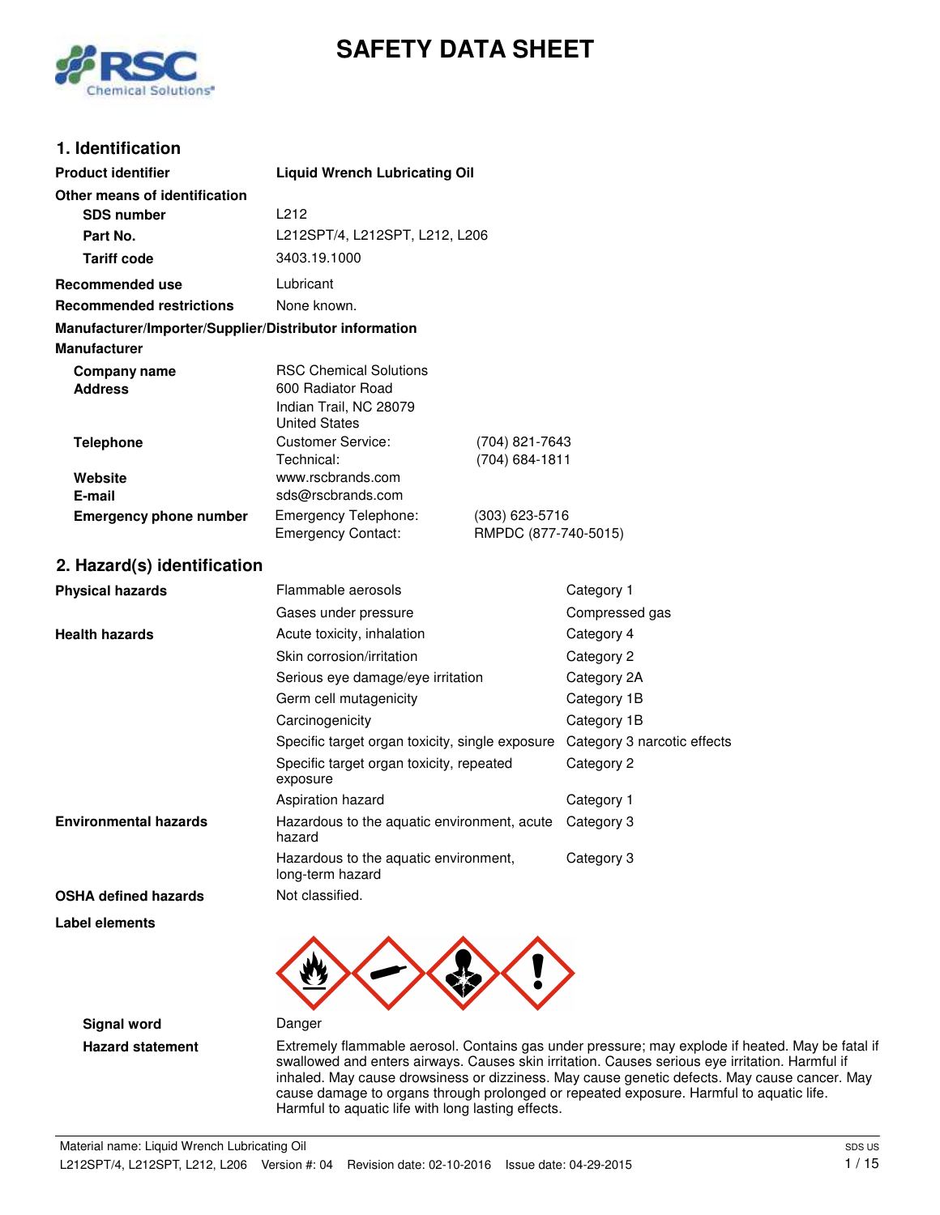# SAFETY DATA SHEET

## 1. Identification

| | | |
|---|---|---|
| **Product identifier** | **Liquid Wrench Lubricating Oil** | |
| **Other means of identification** | | |
| **SDS number** | L212 | |
| **Part No.** | L212SPT/4, L212SPT, L212, L206 | |
| **Tariff code** | 3403.19.1000 | |
| **Recommended use** | Lubricant | |
| **Recommended restrictions** | None known. | |

**Manufacturer/Importer/Supplier/Distributor information**

**Manufacturer**

| | | |
|---|---|---|
| **Company name** | RSC Chemical Solutions | |
| **Address** | 600 Radiator Road<br>Indian Trail, NC 28079<br>United States | |
| **Telephone** | Customer Service: | (704) 821-7643 |
| | Technical: | (704) 684-1811 |
| **Website** | www.rscbrands.com | |
| **E-mail** | sds@rscbrands.com | |
| **Emergency phone number** | Emergency Telephone: | (303) 623-5716 |
| | Emergency Contact: | RMPDC (877-740-5015) |

## 2. Hazard(s) identification

| | | |
|---|---|---|
| **Physical hazards** | Flammable aerosols | Category 1 |
| | Gases under pressure | Compressed gas |
| **Health hazards** | Acute toxicity, inhalation | Category 4 |
| | Skin corrosion/irritation | Category 2 |
| | Serious eye damage/eye irritation | Category 2A |
| | Germ cell mutagenicity | Category 1B |
| | Carcinogenicity | Category 1B |
| | Specific target organ toxicity, single exposure | Category 3 narcotic effects |
| | Specific target organ toxicity, repeated exposure | Category 2 |
| | Aspiration hazard | Category 1 |
| **Environmental hazards** | Hazardous to the aquatic environment, acute hazard | Category 3 |
| | Hazardous to the aquatic environment, long-term hazard | Category 3 |
| **OSHA defined hazards** | Not classified. | |

**Label elements**

**Signal word** Danger

**Hazard statement** Extremely flammable aerosol. Contains gas under pressure; may explode if heated. May be fatal if swallowed and enters airways. Causes skin irritation. Causes serious eye irritation. Harmful if inhaled. May cause drowsiness or dizziness. May cause genetic defects. May cause cancer. May cause damage to organs through prolonged or repeated exposure. Harmful to aquatic life. Harmful to aquatic life with long lasting effects.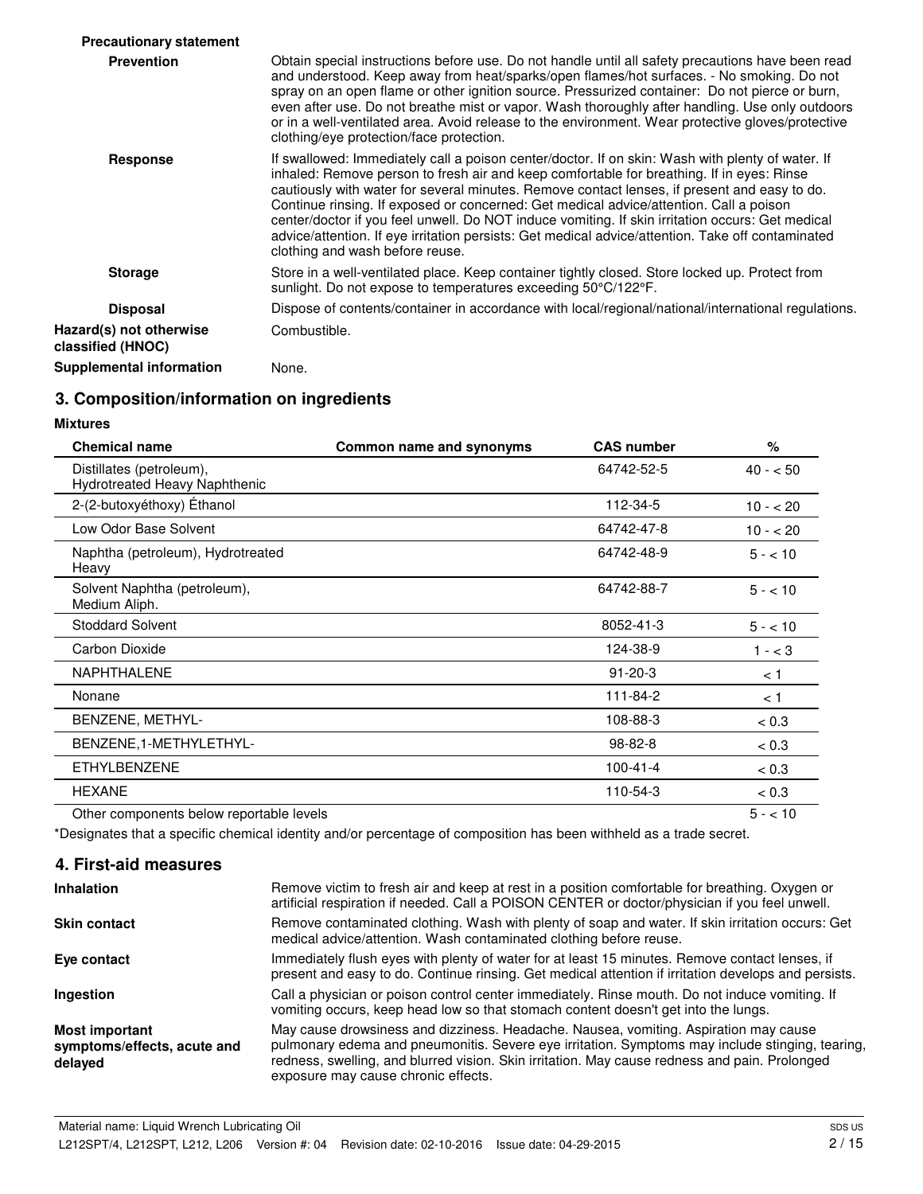**Precautionary statement**

| | |
|---|---|
| **Prevention** | Obtain special instructions before use. Do not handle until all safety precautions have been read and understood. Keep away from heat/sparks/open flames/hot surfaces. - No smoking. Do not spray on an open flame or other ignition source. Pressurized container: Do not pierce or burn, even after use. Do not breathe mist or vapor. Wash thoroughly after handling. Use only outdoors or in a well-ventilated area. Avoid release to the environment. Wear protective gloves/protective clothing/eye protection/face protection. |
| **Response** | If swallowed: Immediately call a poison center/doctor. If on skin: Wash with plenty of water. If inhaled: Remove person to fresh air and keep comfortable for breathing. If in eyes: Rinse cautiously with water for several minutes. Remove contact lenses, if present and easy to do. Continue rinsing. If exposed or concerned: Get medical advice/attention. Call a poison center/doctor if you feel unwell. Do NOT induce vomiting. If skin irritation occurs: Get medical advice/attention. If eye irritation persists: Get medical advice/attention. Take off contaminated clothing and wash before reuse. |
| **Storage** | Store in a well-ventilated place. Keep container tightly closed. Store locked up. Protect from sunlight. Do not expose to temperatures exceeding 50°C/122°F. |
| **Disposal** | Dispose of contents/container in accordance with local/regional/national/international regulations. |
| **Hazard(s) not otherwise classified (HNOC)** | Combustible. |
| **Supplemental information** | None. |

## 3. Composition/information on ingredients

**Mixtures**

| Chemical name | Common name and synonyms | CAS number | % |
|---|---|---|---|
| Distillates (petroleum), Hydrotreated Heavy Naphthenic | | 64742-52-5 | 40 - < 50 |
| 2-(2-butoxyéthoxy) Éthanol | | 112-34-5 | 10 - < 20 |
| Low Odor Base Solvent | | 64742-47-8 | 10 - < 20 |
| Naphtha (petroleum), Hydrotreated Heavy | | 64742-48-9 | 5 - < 10 |
| Solvent Naphtha (petroleum), Medium Aliph. | | 64742-88-7 | 5 - < 10 |
| Stoddard Solvent | | 8052-41-3 | 5 - < 10 |
| Carbon Dioxide | | 124-38-9 | 1 - < 3 |
| NAPHTHALENE | | 91-20-3 | < 1 |
| Nonane | | 111-84-2 | < 1 |
| BENZENE, METHYL- | | 108-88-3 | < 0.3 |
| BENZENE,1-METHYLETHYL- | | 98-82-8 | < 0.3 |
| ETHYLBENZENE | | 100-41-4 | < 0.3 |
| HEXANE | | 110-54-3 | < 0.3 |
| Other components below reportable levels | | | 5 - < 10 |

*Designates that a specific chemical identity and/or percentage of composition has been withheld as a trade secret.

## 4. First-aid measures

| | |
|---|---|
| **Inhalation** | Remove victim to fresh air and keep at rest in a position comfortable for breathing. Oxygen or artificial respiration if needed. Call a POISON CENTER or doctor/physician if you feel unwell. |
| **Skin contact** | Remove contaminated clothing. Wash with plenty of soap and water. If skin irritation occurs: Get medical advice/attention. Wash contaminated clothing before reuse. |
| **Eye contact** | Immediately flush eyes with plenty of water for at least 15 minutes. Remove contact lenses, if present and easy to do. Continue rinsing. Get medical attention if irritation develops and persists. |
| **Ingestion** | Call a physician or poison control center immediately. Rinse mouth. Do not induce vomiting. If vomiting occurs, keep head low so that stomach content doesn't get into the lungs. |
| **Most important symptoms/effects, acute and delayed** | May cause drowsiness and dizziness. Headache. Nausea, vomiting. Aspiration may cause pulmonary edema and pneumonitis. Severe eye irritation. Symptoms may include stinging, tearing, redness, swelling, and blurred vision. Skin irritation. May cause redness and pain. Prolonged exposure may cause chronic effects. |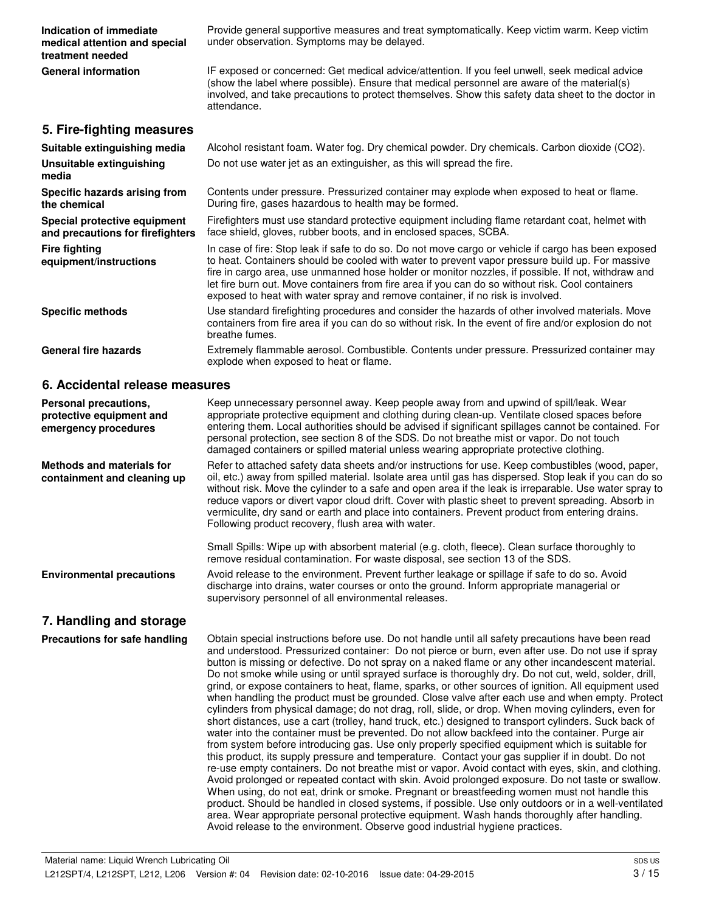**Indication of immediate medical attention and special treatment needed**

Provide general supportive measures and treat symptomatically. Keep victim warm. Keep victim under observation. Symptoms may be delayed.

**General information**

IF exposed or concerned: Get medical advice/attention. If you feel unwell, seek medical advice (show the label where possible). Ensure that medical personnel are aware of the material(s) involved, and take precautions to protect themselves. Show this safety data sheet to the doctor in attendance.

## 5. Fire-fighting measures

**Suitable extinguishing media**

Alcohol resistant foam. Water fog. Dry chemical powder. Dry chemicals. Carbon dioxide ($CO_2$).

**Unsuitable extinguishing media**

Do not use water jet as an extinguisher, as this will spread the fire.

**Specific hazards arising from the chemical**

Contents under pressure. Pressurized container may explode when exposed to heat or flame. During fire, gases hazardous to health may be formed.

**Special protective equipment and precautions for firefighters**

Firefighters must use standard protective equipment including flame retardant coat, helmet with face shield, gloves, rubber boots, and in enclosed spaces, SCBA.

**Fire fighting equipment/instructions**

In case of fire: Stop leak if safe to do so. Do not move cargo or vehicle if cargo has been exposed to heat. Containers should be cooled with water to prevent vapor pressure build up. For massive fire in cargo area, use unmanned hose holder or monitor nozzles, if possible. If not, withdraw and let fire burn out. Move containers from fire area if you can do so without risk. Cool containers exposed to heat with water spray and remove container, if no risk is involved.

**Specific methods**

Use standard firefighting procedures and consider the hazards of other involved materials. Move containers from fire area if you can do so without risk. In the event of fire and/or explosion do not breathe fumes.

**General fire hazards**

Extremely flammable aerosol. Combustible. Contents under pressure. Pressurized container may explode when exposed to heat or flame.

## 6. Accidental release measures

**Personal precautions, protective equipment and emergency procedures**

Keep unnecessary personnel away. Keep people away from and upwind of spill/leak. Wear appropriate protective equipment and clothing during clean-up. Ventilate closed spaces before entering them. Local authorities should be advised if significant spillages cannot be contained. For personal protection, see section 8 of the SDS. Do not breathe mist or vapor. Do not touch damaged containers or spilled material unless wearing appropriate protective clothing.

**Methods and materials for containment and cleaning up**

Refer to attached safety data sheets and/or instructions for use. Keep combustibles (wood, paper, oil, etc.) away from spilled material. Isolate area until gas has dispersed. Stop leak if you can do so without risk. Move the cylinder to a safe and open area if the leak is irreparable. Use water spray to reduce vapors or divert vapor cloud drift. Cover with plastic sheet to prevent spreading. Absorb in vermiculite, dry sand or earth and place into containers. Prevent product from entering drains. Following product recovery, flush area with water.

Small Spills: Wipe up with absorbent material (e.g. cloth, fleece). Clean surface thoroughly to remove residual contamination. For waste disposal, see section 13 of the SDS.

**Environmental precautions**

Avoid release to the environment. Prevent further leakage or spillage if safe to do so. Avoid discharge into drains, water courses or onto the ground. Inform appropriate managerial or supervisory personnel of all environmental releases.

## 7. Handling and storage

**Precautions for safe handling**

Obtain special instructions before use. Do not handle until all safety precautions have been read and understood. Pressurized container: Do not pierce or burn, even after use. Do not use if spray button is missing or defective. Do not spray on a naked flame or any other incandescent material. Do not smoke while using or until sprayed surface is thoroughly dry. Do not cut, weld, solder, drill, grind, or expose containers to heat, flame, sparks, or other sources of ignition. All equipment used when handling the product must be grounded. Close valve after each use and when empty. Protect cylinders from physical damage; do not drag, roll, slide, or drop. When moving cylinders, even for short distances, use a cart (trolley, hand truck, etc.) designed to transport cylinders. Suck back of water into the container must be prevented. Do not allow backfeed into the container. Purge air from system before introducing gas. Use only properly specified equipment which is suitable for this product, its supply pressure and temperature. Contact your gas supplier if in doubt. Do not re-use empty containers. Do not breathe mist or vapor. Avoid contact with eyes, skin, and clothing. Avoid prolonged or repeated contact with skin. Avoid prolonged exposure. Do not taste or swallow. When using, do not eat, drink or smoke. Pregnant or breastfeeding women must not handle this product. Should be handled in closed systems, if possible. Use only outdoors or in a well-ventilated area. Wear appropriate personal protective equipment. Wash hands thoroughly after handling. Avoid release to the environment. Observe good industrial hygiene practices.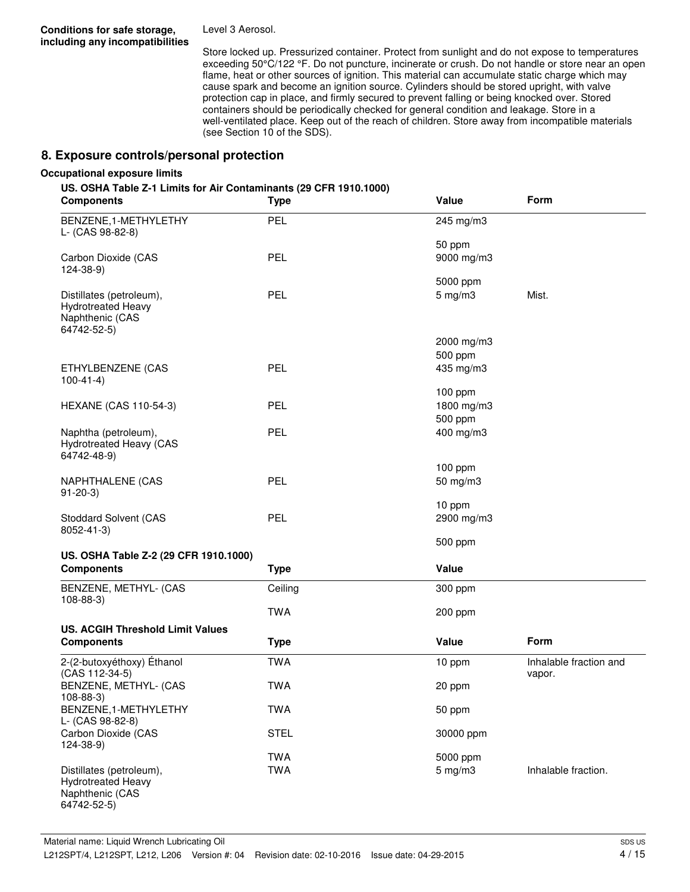**Conditions for safe storage, including any incompatibilities**

Level 3 Aerosol.

Store locked up. Pressurized container. Protect from sunlight and do not expose to temperatures exceeding 50°C/122 °F. Do not puncture, incinerate or crush. Do not handle or store near an open flame, heat or other sources of ignition. This material can accumulate static charge which may cause spark and become an ignition source. Cylinders should be stored upright, with valve protection cap in place, and firmly secured to prevent falling or being knocked over. Stored containers should be periodically checked for general condition and leakage. Store in a well-ventilated place. Keep out of the reach of children. Store away from incompatible materials (see Section 10 of the SDS).

## 8. Exposure controls/personal protection

### Occupational exposure limits

**US. OSHA Table Z-1 Limits for Air Contaminants (29 CFR 1910.1000)**

| Components | Type | Value | Form |
|---|---|---|---|
| BENZENE,1-METHYLETHYL- (CAS 98-82-8) | PEL | 245 mg/m3 | |
| | | 50 ppm | |
| Carbon Dioxide (CAS 124-38-9) | PEL | 9000 mg/m3 | |
| | | 5000 ppm | |
| Distillates (petroleum), Hydrotreated Heavy Naphthenic (CAS 64742-52-5) | PEL | 5 mg/m3 | Mist. |
| | | 2000 mg/m3 | |
| | | 500 ppm | |
| ETHYLBENZENE (CAS 100-41-4) | PEL | 435 mg/m3 | |
| | | 100 ppm | |
| HEXANE (CAS 110-54-3) | PEL | 1800 mg/m3 | |
| | | 500 ppm | |
| Naphtha (petroleum), Hydrotreated Heavy (CAS 64742-48-9) | PEL | 400 mg/m3 | |
| | | 100 ppm | |
| NAPHTHALENE (CAS 91-20-3) | PEL | 50 mg/m3 | |
| | | 10 ppm | |
| Stoddard Solvent (CAS 8052-41-3) | PEL | 2900 mg/m3 | |
| | | 500 ppm | |

**US. OSHA Table Z-2 (29 CFR 1910.1000)**

| Components | Type | Value |
|---|---|---|
| BENZENE, METHYL- (CAS 108-88-3) | Ceiling | 300 ppm |
| | TWA | 200 ppm |

**US. ACGIH Threshold Limit Values**

| Components | Type | Value | Form |
|---|---|---|---|
| 2-(2-butoxyéthoxy) Éthanol (CAS 112-34-5) | TWA | 10 ppm | Inhalable fraction and vapor. |
| BENZENE, METHYL- (CAS 108-88-3) | TWA | 20 ppm | |
| BENZENE,1-METHYLETHYL- (CAS 98-82-8) | TWA | 50 ppm | |
| Carbon Dioxide (CAS 124-38-9) | STEL | 30000 ppm | |
| | TWA | 5000 ppm | |
| Distillates (petroleum), Hydrotreated Heavy Naphthenic (CAS 64742-52-5) | TWA | 5 mg/m3 | Inhalable fraction. |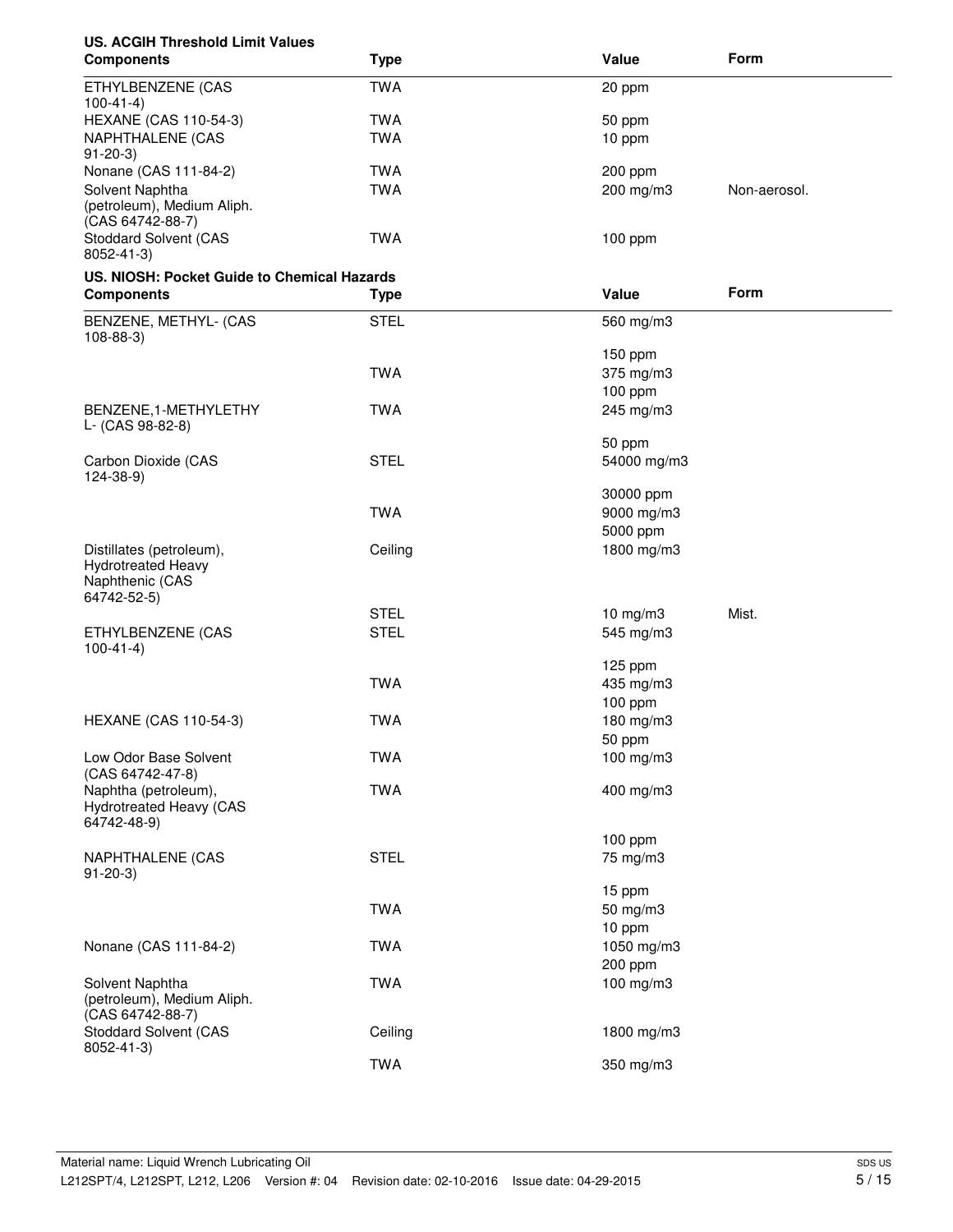**US. ACGIH Threshold Limit Values**

| Components | Type | Value | Form |
|---|---|---|---|
| ETHYLBENZENE (CAS 100-41-4) | TWA | 20 ppm | |
| HEXANE (CAS 110-54-3) | TWA | 50 ppm | |
| NAPHTHALENE (CAS 91-20-3) | TWA | 10 ppm | |
| Nonane (CAS 111-84-2) | TWA | 200 ppm | |
| Solvent Naphtha (petroleum), Medium Aliph. (CAS 64742-88-7) | TWA | 200 mg/m3 | Non-aerosol. |
| Stoddard Solvent (CAS 8052-41-3) | TWA | 100 ppm | |

**US. NIOSH: Pocket Guide to Chemical Hazards**

| Components | Type | Value | Form |
|---|---|---|---|
| BENZENE, METHYL- (CAS 108-88-3) | STEL | 560 mg/m3 | |
| | | 150 ppm | |
| | TWA | 375 mg/m3 | |
| | | 100 ppm | |
| BENZENE,1-METHYLETHYL- (CAS 98-82-8) | TWA | 245 mg/m3 | |
| | | 50 ppm | |
| Carbon Dioxide (CAS 124-38-9) | STEL | 54000 mg/m3 | |
| | | 30000 ppm | |
| | TWA | 9000 mg/m3 | |
| | | 5000 ppm | |
| Distillates (petroleum), Hydrotreated Heavy Naphthenic (CAS 64742-52-5) | Ceiling | 1800 mg/m3 | |
| | STEL | 10 mg/m3 | Mist. |
| ETHYLBENZENE (CAS 100-41-4) | STEL | 545 mg/m3 | |
| | | 125 ppm | |
| | TWA | 435 mg/m3 | |
| | | 100 ppm | |
| HEXANE (CAS 110-54-3) | TWA | 180 mg/m3 | |
| | | 50 ppm | |
| Low Odor Base Solvent (CAS 64742-47-8) | TWA | 100 mg/m3 | |
| Naphtha (petroleum), Hydrotreated Heavy (CAS 64742-48-9) | TWA | 400 mg/m3 | |
| | | 100 ppm | |
| NAPHTHALENE (CAS 91-20-3) | STEL | 75 mg/m3 | |
| | | 15 ppm | |
| | TWA | 50 mg/m3 | |
| | | 10 ppm | |
| Nonane (CAS 111-84-2) | TWA | 1050 mg/m3 | |
| | | 200 ppm | |
| Solvent Naphtha (petroleum), Medium Aliph. (CAS 64742-88-7) | TWA | 100 mg/m3 | |
| Stoddard Solvent (CAS 8052-41-3) | Ceiling | 1800 mg/m3 | |
| | TWA | 350 mg/m3 | |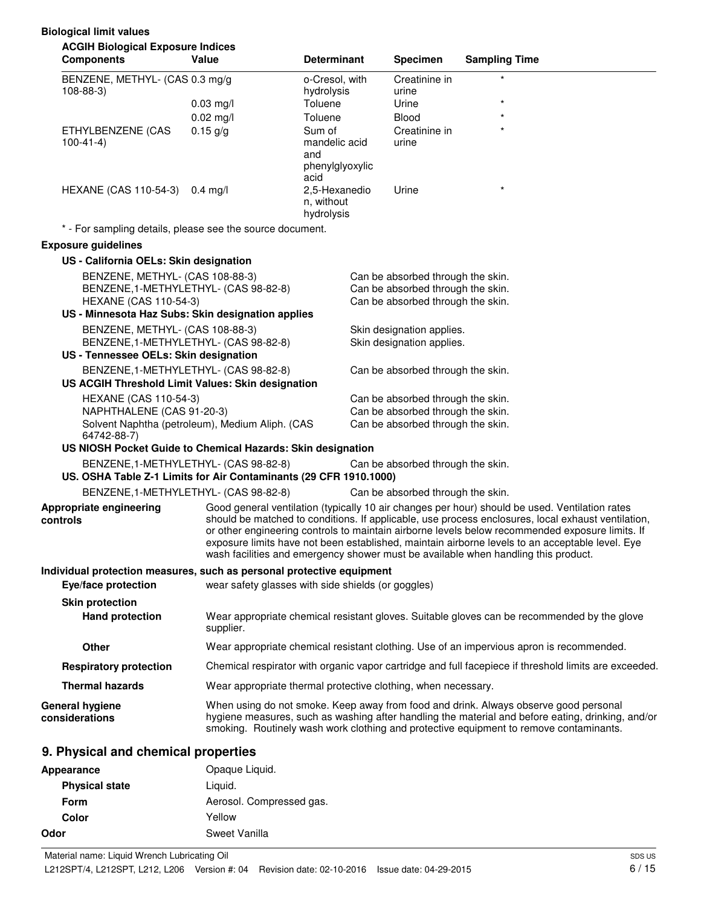**Biological limit values**

**ACGIH Biological Exposure Indices**

| Components | Value | Determinant | Specimen | Sampling Time |
|---|---|---|---|---|
| BENZENE, METHYL- (CAS 108-88-3) | 0.3 mg/g | o-Cresol, with hydrolysis | Creatinine in urine | * |
| | 0.03 mg/l | Toluene | Urine | * |
| | 0.02 mg/l | Toluene | Blood | * |
| ETHYLBENZENE (CAS 100-41-4) | 0.15 g/g | Sum of mandelic acid and phenylglyoxylic acid | Creatinine in urine | * |
| HEXANE (CAS 110-54-3) | 0.4 mg/l | 2,5-Hexanedion, without hydrolysis | Urine | * |

* - For sampling details, please see the source document.

**Exposure guidelines**

**US - California OELs: Skin designation**

| | |
|---|---|
| BENZENE, METHYL- (CAS 108-88-3) | Can be absorbed through the skin. |
| BENZENE,1-METHYLETHYL- (CAS 98-82-8) | Can be absorbed through the skin. |
| HEXANE (CAS 110-54-3) | Can be absorbed through the skin. |

**US - Minnesota Haz Subs: Skin designation applies**

| | |
|---|---|
| BENZENE, METHYL- (CAS 108-88-3) | Skin designation applies. |
| BENZENE,1-METHYLETHYL- (CAS 98-82-8) | Skin designation applies. |

**US - Tennessee OELs: Skin designation**

| | |
|---|---|
| BENZENE,1-METHYLETHYL- (CAS 98-82-8) | Can be absorbed through the skin. |

**US ACGIH Threshold Limit Values: Skin designation**

| | |
|---|---|
| HEXANE (CAS 110-54-3) | Can be absorbed through the skin. |
| NAPHTHALENE (CAS 91-20-3) | Can be absorbed through the skin. |
| Solvent Naphtha (petroleum), Medium Aliph. (CAS 64742-88-7) | Can be absorbed through the skin. |

**US NIOSH Pocket Guide to Chemical Hazards: Skin designation**

| | |
|---|---|
| BENZENE,1-METHYLETHYL- (CAS 98-82-8) | Can be absorbed through the skin. |

**US. OSHA Table Z-1 Limits for Air Contaminants (29 CFR 1910.1000)**

| | |
|---|---|
| BENZENE,1-METHYLETHYL- (CAS 98-82-8) | Can be absorbed through the skin. |

**Appropriate engineering controls**
Good general ventilation (typically 10 air changes per hour) should be used. Ventilation rates should be matched to conditions. If applicable, use process enclosures, local exhaust ventilation, or other engineering controls to maintain airborne levels below recommended exposure limits. If exposure limits have not been established, maintain airborne levels to an acceptable level. Eye wash facilities and emergency shower must be available when handling this product.

**Individual protection measures, such as personal protective equipment**

**Eye/face protection**
wear safety glasses with side shields (or goggles)

**Skin protection**

**Hand protection**
Wear appropriate chemical resistant gloves. Suitable gloves can be recommended by the glove supplier.

**Other**
Wear appropriate chemical resistant clothing. Use of an impervious apron is recommended.

**Respiratory protection**
Chemical respirator with organic vapor cartridge and full facepiece if threshold limits are exceeded.

**Thermal hazards**
Wear appropriate thermal protective clothing, when necessary.

**General hygiene considerations**
When using do not smoke. Keep away from food and drink. Always observe good personal hygiene measures, such as washing after handling the material and before eating, drinking, and/or smoking. Routinely wash work clothing and protective equipment to remove contaminants.

## 9. Physical and chemical properties

| | |
|---|---|
| **Appearance** | Opaque Liquid. |
| **Physical state** | Liquid. |
| **Form** | Aerosol. Compressed gas. |
| **Color** | Yellow |
| **Odor** | Sweet Vanilla |

Material name: Liquid Wrench Lubricating Oil
L212SPT/4, L212SPT, L212, L206 Version #: 04 Revision date: 02-10-2016 Issue date: 04-29-2015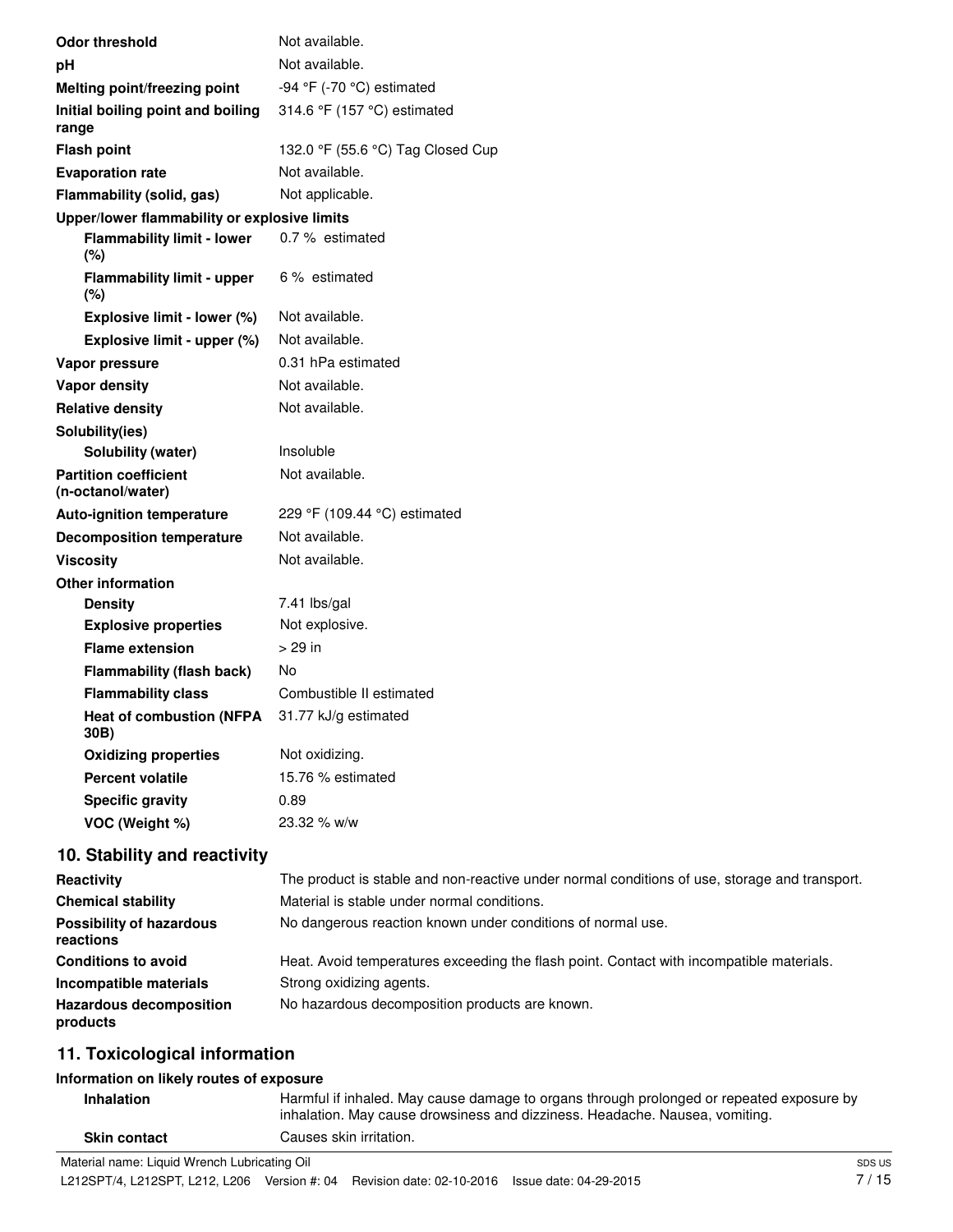| | |
|---|---|
| **Odor threshold** | Not available. |
| **pH** | Not available. |
| **Melting point/freezing point** | -94 °F (-70 °C) estimated |
| **Initial boiling point and boiling range** | 314.6 °F (157 °C) estimated |
| **Flash point** | 132.0 °F (55.6 °C) Tag Closed Cup |
| **Evaporation rate** | Not available. |
| **Flammability (solid, gas)** | Not applicable. |
| **Upper/lower flammability or explosive limits** | |
| **Flammability limit - lower (%)** | 0.7 % estimated |
| **Flammability limit - upper (%)** | 6 % estimated |
| **Explosive limit - lower (%)** | Not available. |
| **Explosive limit - upper (%)** | Not available. |
| **Vapor pressure** | 0.31 hPa estimated |
| **Vapor density** | Not available. |
| **Relative density** | Not available. |
| **Solubility(ies)** | |
| **Solubility (water)** | Insoluble |
| **Partition coefficient (n-octanol/water)** | Not available. |
| **Auto-ignition temperature** | 229 °F (109.44 °C) estimated |
| **Decomposition temperature** | Not available. |
| **Viscosity** | Not available. |
| **Other information** | |
| **Density** | 7.41 lbs/gal |
| **Explosive properties** | Not explosive. |
| **Flame extension** | > 29 in |
| **Flammability (flash back)** | No |
| **Flammability class** | Combustible II estimated |
| **Heat of combustion (NFPA 30B)** | 31.77 kJ/g estimated |
| **Oxidizing properties** | Not oxidizing. |
| **Percent volatile** | 15.76 % estimated |
| **Specific gravity** | 0.89 |
| **VOC (Weight %)** | 23.32 % w/w |

## 10. Stability and reactivity

| | |
|---|---|
| **Reactivity** | The product is stable and non-reactive under normal conditions of use, storage and transport. |
| **Chemical stability** | Material is stable under normal conditions. |
| **Possibility of hazardous reactions** | No dangerous reaction known under conditions of normal use. |
| **Conditions to avoid** | Heat. Avoid temperatures exceeding the flash point. Contact with incompatible materials. |
| **Incompatible materials** | Strong oxidizing agents. |
| **Hazardous decomposition products** | No hazardous decomposition products are known. |

## 11. Toxicological information

**Information on likely routes of exposure**

| | |
|---|---|
| **Inhalation** | Harmful if inhaled. May cause damage to organs through prolonged or repeated exposure by inhalation. May cause drowsiness and dizziness. Headache. Nausea, vomiting. |
| **Skin contact** | Causes skin irritation. |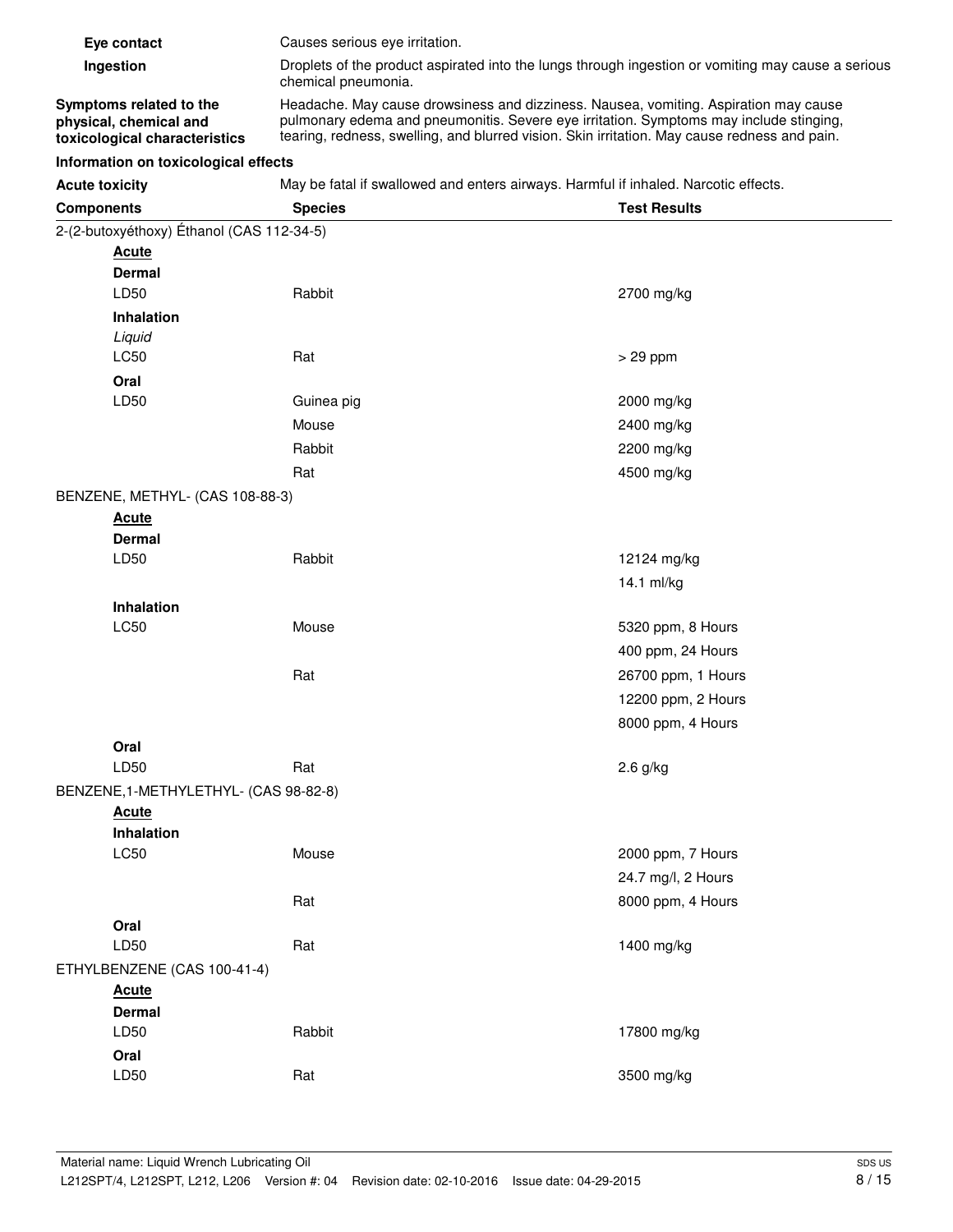| | |
|---|---|
| **Eye contact** | Causes serious eye irritation. |
| **Ingestion** | Droplets of the product aspirated into the lungs through ingestion or vomiting may cause a serious chemical pneumonia. |
| **Symptoms related to the physical, chemical and toxicological characteristics** | Headache. May cause drowsiness and dizziness. Nausea, vomiting. Aspiration may cause pulmonary edema and pneumonitis. Severe eye irritation. Symptoms may include stinging, tearing, redness, swelling, and blurred vision. Skin irritation. May cause redness and pain. |

**Information on toxicological effects**

**Acute toxicity** May be fatal if swallowed and enters airways. Harmful if inhaled. Narcotic effects.

| Components | Species | Test Results |
|---|---|---|
| 2-(2-butoxyéthoxy) Éthanol (CAS 112-34-5) | | |
| **Acute** | | |
| **Dermal** | | |
| LD50 | Rabbit | 2700 mg/kg |
| **Inhalation** | | |
| *Liquid* | | |
| LC50 | Rat | > 29 ppm |
| **Oral** | | |
| LD50 | Guinea pig | 2000 mg/kg |
| | Mouse | 2400 mg/kg |
| | Rabbit | 2200 mg/kg |
| | Rat | 4500 mg/kg |
| BENZENE, METHYL- (CAS 108-88-3) | | |
| **Acute** | | |
| **Dermal** | | |
| LD50 | Rabbit | 12124 mg/kg |
| | | 14.1 ml/kg |
| **Inhalation** | | |
| LC50 | Mouse | 5320 ppm, 8 Hours |
| | | 400 ppm, 24 Hours |
| | Rat | 26700 ppm, 1 Hours |
| | | 12200 ppm, 2 Hours |
| | | 8000 ppm, 4 Hours |
| **Oral** | | |
| LD50 | Rat | 2.6 g/kg |
| BENZENE,1-METHYLETHYL- (CAS 98-82-8) | | |
| **Acute** | | |
| **Inhalation** | | |
| LC50 | Mouse | 2000 ppm, 7 Hours |
| | | 24.7 mg/l, 2 Hours |
| | Rat | 8000 ppm, 4 Hours |
| **Oral** | | |
| LD50 | Rat | 1400 mg/kg |
| ETHYLBENZENE (CAS 100-41-4) | | |
| **Acute** | | |
| **Dermal** | | |
| LD50 | Rabbit | 17800 mg/kg |
| **Oral** | | |
| LD50 | Rat | 3500 mg/kg |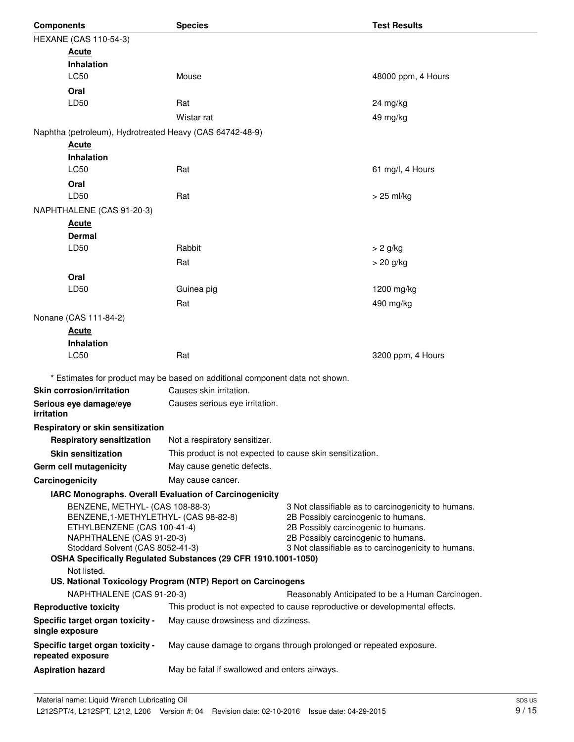| Components | Species | Test Results |
|---|---|---|
| HEXANE (CAS 110-54-3) | | |
| **Acute** | | |
| **Inhalation** | | |
| LC50 | Mouse | 48000 ppm, 4 Hours |
| **Oral** | | |
| LD50 | Rat | 24 mg/kg |
| | Wistar rat | 49 mg/kg |
| Naphtha (petroleum), Hydrotreated Heavy (CAS 64742-48-9) | | |
| **Acute** | | |
| **Inhalation** | | |
| LC50 | Rat | 61 mg/l, 4 Hours |
| **Oral** | | |
| LD50 | Rat | > 25 ml/kg |
| NAPHTHALENE (CAS 91-20-3) | | |
| **Acute** | | |
| **Dermal** | | |
| LD50 | Rabbit | > 2 g/kg |
| | Rat | > 20 g/kg |
| **Oral** | | |
| LD50 | Guinea pig | 1200 mg/kg |
| | Rat | 490 mg/kg |
| Nonane (CAS 111-84-2) | | |
| **Acute** | | |
| **Inhalation** | | |
| LC50 | Rat | 3200 ppm, 4 Hours |

* Estimates for product may be based on additional component data not shown.

**Skin corrosion/irritation** Causes skin irritation.

**Serious eye damage/eye irritation** Causes serious eye irritation.

**Respiratory or skin sensitization**

**Respiratory sensitization** Not a respiratory sensitizer.

**Skin sensitization** This product is not expected to cause skin sensitization.

**Germ cell mutagenicity** May cause genetic defects.

**Carcinogenicity** May cause cancer.

**IARC Monographs. Overall Evaluation of Carcinogenicity**

| | |
|---|---|
| BENZENE, METHYL- (CAS 108-88-3) | 3 Not classifiable as to carcinogenicity to humans. |
| BENZENE,1-METHYLETHYL- (CAS 98-82-8) | 2B Possibly carcinogenic to humans. |
| ETHYLBENZENE (CAS 100-41-4) | 2B Possibly carcinogenic to humans. |
| NAPHTHALENE (CAS 91-20-3) | 2B Possibly carcinogenic to humans. |
| Stoddard Solvent (CAS 8052-41-3) | 3 Not classifiable as to carcinogenicity to humans. |

**OSHA Specifically Regulated Substances (29 CFR 1910.1001-1050)**

Not listed.

**US. National Toxicology Program (NTP) Report on Carcinogens**

NAPHTHALENE (CAS 91-20-3) Reasonably Anticipated to be a Human Carcinogen.

**Reproductive toxicity** This product is not expected to cause reproductive or developmental effects.

**Specific target organ toxicity - single exposure** May cause drowsiness and dizziness.

**Specific target organ toxicity - repeated exposure** May cause damage to organs through prolonged or repeated exposure.

**Aspiration hazard** May be fatal if swallowed and enters airways.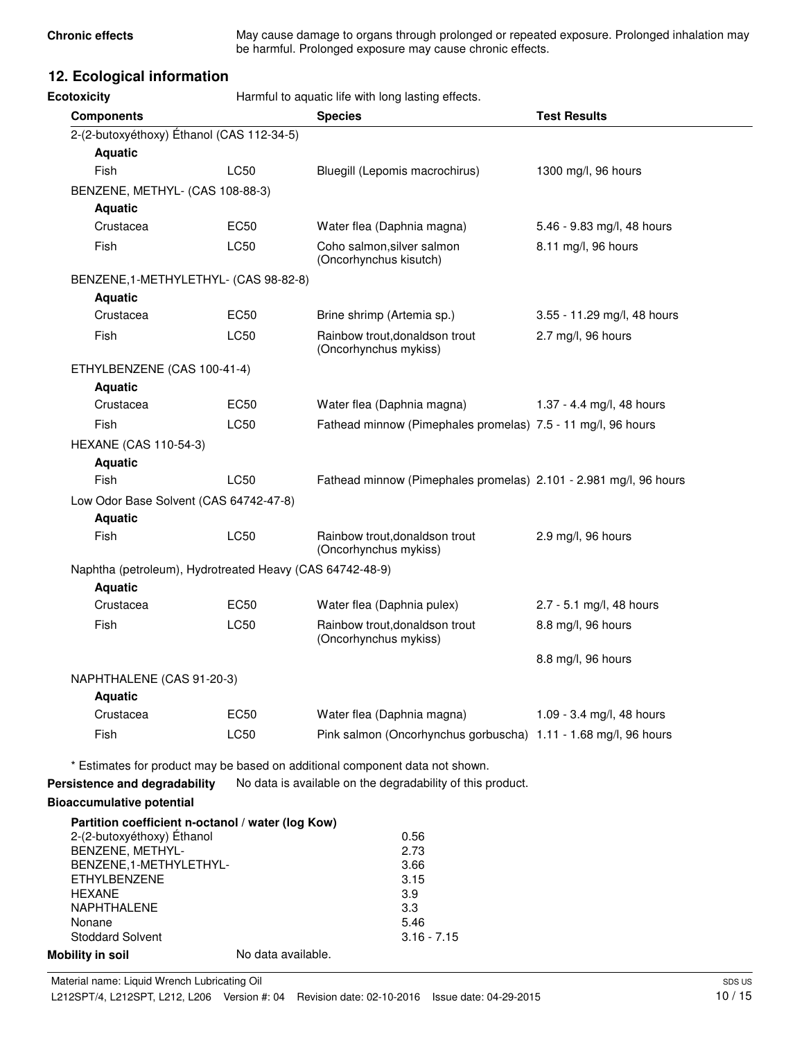**Chronic effects** May cause damage to organs through prolonged or repeated exposure. Prolonged inhalation may be harmful. Prolonged exposure may cause chronic effects.

## 12. Ecological information

**Ecotoxicity** Harmful to aquatic life with long lasting effects.

| Components | | Species | Test Results |
|---|---|---|---|
| 2-(2-butoxyéthoxy) Éthanol (CAS 112-34-5) | | | |
| **Aquatic** | | | |
| Fish | LC50 | Bluegill (Lepomis macrochirus) | 1300 mg/l, 96 hours |
| BENZENE, METHYL- (CAS 108-88-3) | | | |
| **Aquatic** | | | |
| Crustacea | EC50 | Water flea (Daphnia magna) | 5.46 - 9.83 mg/l, 48 hours |
| Fish | LC50 | Coho salmon,silver salmon (Oncorhynchus kisutch) | 8.11 mg/l, 96 hours |
| BENZENE,1-METHYLETHYL- (CAS 98-82-8) | | | |
| **Aquatic** | | | |
| Crustacea | EC50 | Brine shrimp (Artemia sp.) | 3.55 - 11.29 mg/l, 48 hours |
| Fish | LC50 | Rainbow trout,donaldson trout (Oncorhynchus mykiss) | 2.7 mg/l, 96 hours |
| ETHYLBENZENE (CAS 100-41-4) | | | |
| **Aquatic** | | | |
| Crustacea | EC50 | Water flea (Daphnia magna) | 1.37 - 4.4 mg/l, 48 hours |
| Fish | LC50 | Fathead minnow (Pimephales promelas) | 7.5 - 11 mg/l, 96 hours |
| HEXANE (CAS 110-54-3) | | | |
| **Aquatic** | | | |
| Fish | LC50 | Fathead minnow (Pimephales promelas) | 2.101 - 2.981 mg/l, 96 hours |
| Low Odor Base Solvent (CAS 64742-47-8) | | | |
| **Aquatic** | | | |
| Fish | LC50 | Rainbow trout,donaldson trout (Oncorhynchus mykiss) | 2.9 mg/l, 96 hours |
| Naphtha (petroleum), Hydrotreated Heavy (CAS 64742-48-9) | | | |
| **Aquatic** | | | |
| Crustacea | EC50 | Water flea (Daphnia pulex) | 2.7 - 5.1 mg/l, 48 hours |
| Fish | LC50 | Rainbow trout,donaldson trout (Oncorhynchus mykiss) | 8.8 mg/l, 96 hours |
| | | | 8.8 mg/l, 96 hours |
| NAPHTHALENE (CAS 91-20-3) | | | |
| **Aquatic** | | | |
| Crustacea | EC50 | Water flea (Daphnia magna) | 1.09 - 3.4 mg/l, 48 hours |
| Fish | LC50 | Pink salmon (Oncorhynchus gorbuscha) | 1.11 - 1.68 mg/l, 96 hours |

* Estimates for product may be based on additional component data not shown.

**Persistence and degradability** No data is available on the degradability of this product.

**Bioaccumulative potential**

**Partition coefficient n-octanol / water (log Kow)**

| | |
|---|---|
| 2-(2-butoxyéthoxy) Éthanol | 0.56 |
| BENZENE, METHYL- | 2.73 |
| BENZENE,1-METHYLETHYL- | 3.66 |
| ETHYLBENZENE | 3.15 |
| HEXANE | 3.9 |
| NAPHTHALENE | 3.3 |
| Nonane | 5.46 |
| Stoddard Solvent | 3.16 - 7.15 |

**Mobility in soil** No data available.

Material name: Liquid Wrench Lubricating Oil

L212SPT/4, L212SPT, L212, L206 Version #: 04 Revision date: 02-10-2016 Issue date: 04-29-2015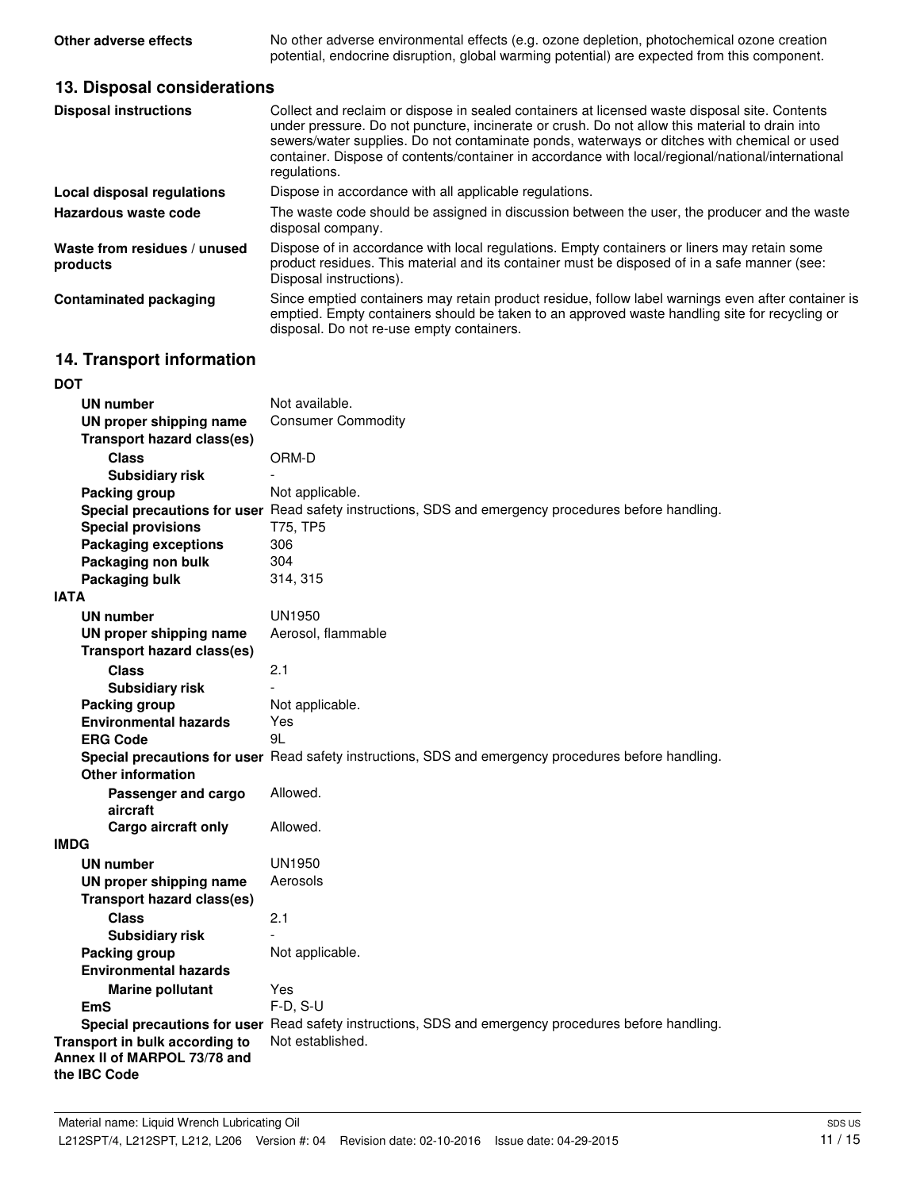| | |
|---|---|
| **Other adverse effects** | No other adverse environmental effects (e.g. ozone depletion, photochemical ozone creation potential, endocrine disruption, global warming potential) are expected from this component. |

## 13. Disposal considerations

| | |
|---|---|
| **Disposal instructions** | Collect and reclaim or dispose in sealed containers at licensed waste disposal site. Contents under pressure. Do not puncture, incinerate or crush. Do not allow this material to drain into sewers/water supplies. Do not contaminate ponds, waterways or ditches with chemical or used container. Dispose of contents/container in accordance with local/regional/national/international regulations. |
| **Local disposal regulations** | Dispose in accordance with all applicable regulations. |
| **Hazardous waste code** | The waste code should be assigned in discussion between the user, the producer and the waste disposal company. |
| **Waste from residues / unused products** | Dispose of in accordance with local regulations. Empty containers or liners may retain some product residues. This material and its container must be disposed of in a safe manner (see: Disposal instructions). |
| **Contaminated packaging** | Since emptied containers may retain product residue, follow label warnings even after container is emptied. Empty containers should be taken to an approved waste handling site for recycling or disposal. Do not re-use empty containers. |

## 14. Transport information

**DOT**

| | |
|---|---|
| **UN number** | Not available. |
| **UN proper shipping name** | Consumer Commodity |
| **Transport hazard class(es)** | |
| **Class** | ORM-D |
| **Subsidiary risk** | - |
| **Packing group** | Not applicable. |
| **Special precautions for user** | Read safety instructions, SDS and emergency procedures before handling. |
| **Special provisions** | T75, TP5 |
| **Packaging exceptions** | 306 |
| **Packaging non bulk** | 304 |
| **Packaging bulk** | 314, 315 |

**IATA**

| | |
|---|---|
| **UN number** | UN1950 |
| **UN proper shipping name** | Aerosol, flammable |
| **Transport hazard class(es)** | |
| **Class** | 2.1 |
| **Subsidiary risk** | - |
| **Packing group** | Not applicable. |
| **Environmental hazards** | Yes |
| **ERG Code** | 9L |
| **Special precautions for user** | Read safety instructions, SDS and emergency procedures before handling. |
| **Other information** | |
| **Passenger and cargo aircraft** | Allowed. |
| **Cargo aircraft only** | Allowed. |

**IMDG**

| | |
|---|---|
| **UN number** | UN1950 |
| **UN proper shipping name** | Aerosols |
| **Transport hazard class(es)** | |
| **Class** | 2.1 |
| **Subsidiary risk** | - |
| **Packing group** | Not applicable. |
| **Environmental hazards** | |
| **Marine pollutant** | Yes |
| **EmS** | F-D, S-U |
| **Special precautions for user** | Read safety instructions, SDS and emergency procedures before handling. |

| | |
|---|---|
| **Transport in bulk according to Annex II of MARPOL 73/78 and the IBC Code** | Not established. |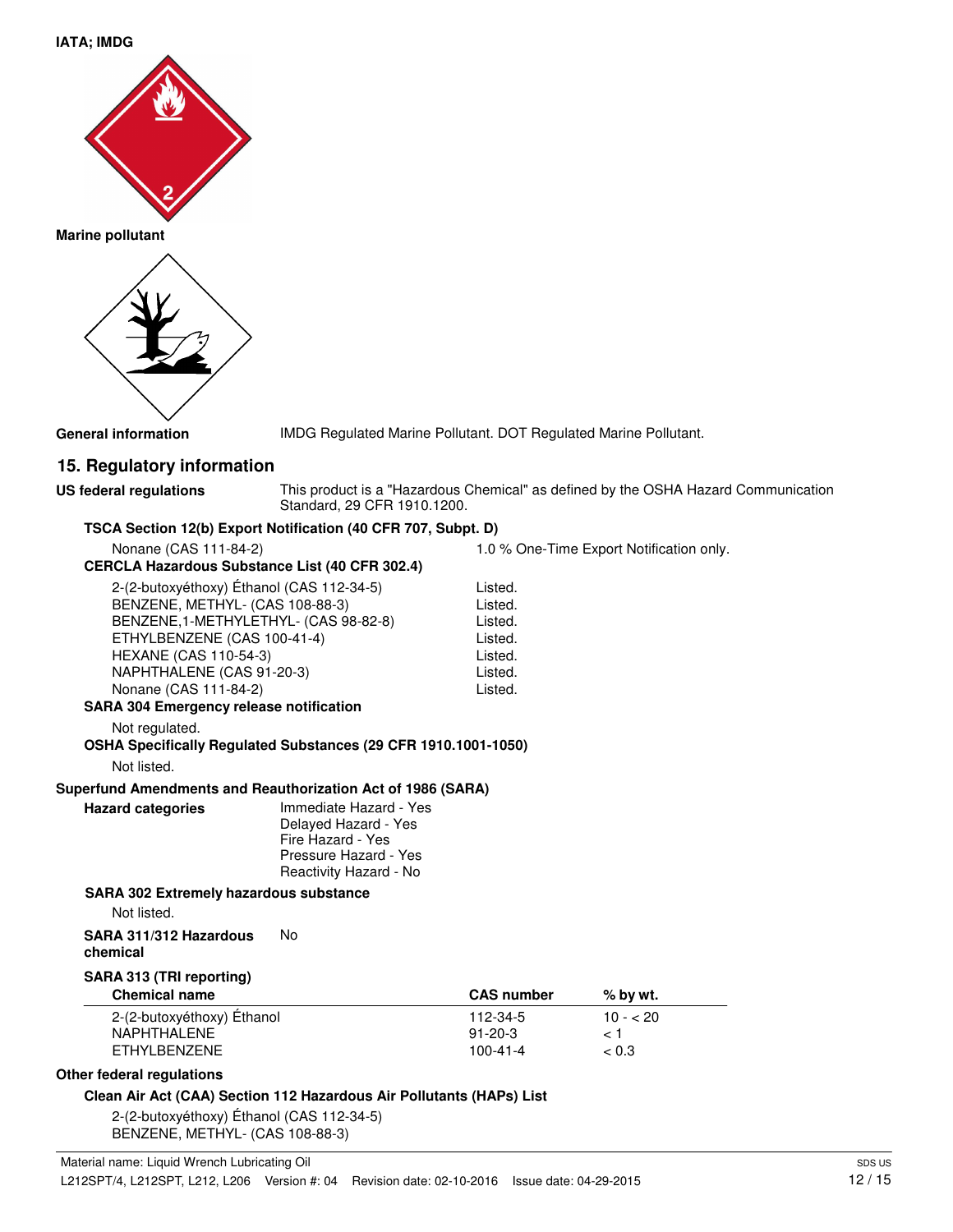**IATA; IMDG**

**Marine pollutant**

**General information** IMDG Regulated Marine Pollutant. DOT Regulated Marine Pollutant.

## 15. Regulatory information

**US federal regulations** This product is a "Hazardous Chemical" as defined by the OSHA Hazard Communication Standard, 29 CFR 1910.1200.

**TSCA Section 12(b) Export Notification (40 CFR 707, Subpt. D)**

Nonane (CAS 111-84-2) — 1.0 % One-Time Export Notification only.

**CERCLA Hazardous Substance List (40 CFR 302.4)**

| | |
|---|---|
| 2-(2-butoxyéthoxy) Éthanol (CAS 112-34-5) | Listed. |
| BENZENE, METHYL- (CAS 108-88-3) | Listed. |
| BENZENE,1-METHYLETHYL- (CAS 98-82-8) | Listed. |
| ETHYLBENZENE (CAS 100-41-4) | Listed. |
| HEXANE (CAS 110-54-3) | Listed. |
| NAPHTHALENE (CAS 91-20-3) | Listed. |
| Nonane (CAS 111-84-2) | Listed. |

**SARA 304 Emergency release notification**

Not regulated.

**OSHA Specifically Regulated Substances (29 CFR 1910.1001-1050)**

Not listed.

**Superfund Amendments and Reauthorization Act of 1986 (SARA)**

**Hazard categories**
Immediate Hazard - Yes
Delayed Hazard - Yes
Fire Hazard - Yes
Pressure Hazard - Yes
Reactivity Hazard - No

**SARA 302 Extremely hazardous substance**

Not listed.

**SARA 311/312 Hazardous chemical** No

**SARA 313 (TRI reporting)**

| Chemical name | CAS number | % by wt. |
|---|---|---|
| 2-(2-butoxyéthoxy) Éthanol | 112-34-5 | 10 - < 20 |
| NAPHTHALENE | 91-20-3 | < 1 |
| ETHYLBENZENE | 100-41-4 | < 0.3 |

**Other federal regulations**

**Clean Air Act (CAA) Section 112 Hazardous Air Pollutants (HAPs) List**

2-(2-butoxyéthoxy) Éthanol (CAS 112-34-5)
BENZENE, METHYL- (CAS 108-88-3)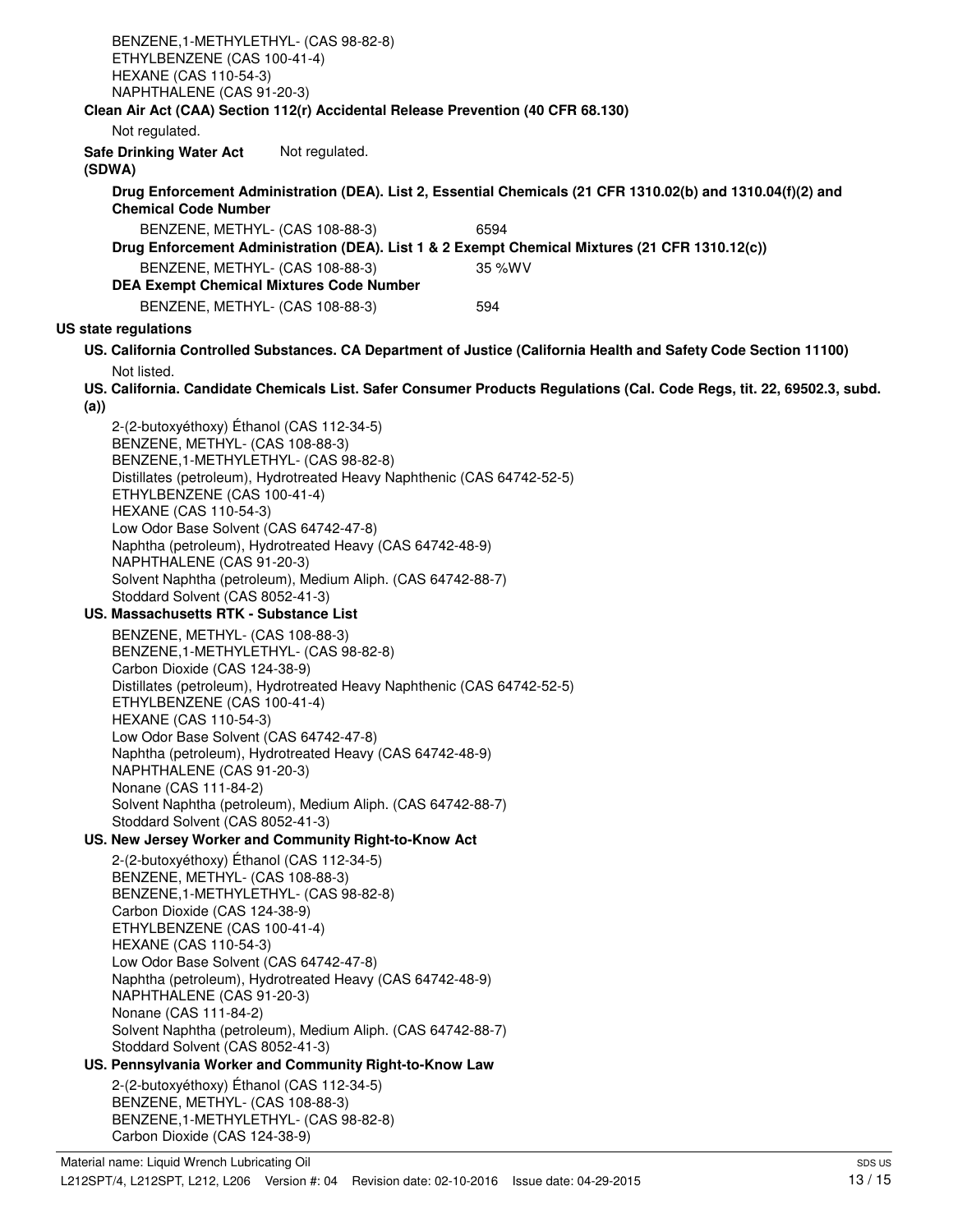BENZENE,1-METHYLETHYL- (CAS 98-82-8)
ETHYLBENZENE (CAS 100-41-4)
HEXANE (CAS 110-54-3)
NAPHTHALENE (CAS 91-20-3)

**Clean Air Act (CAA) Section 112(r) Accidental Release Prevention (40 CFR 68.130)**

Not regulated.

**Safe Drinking Water Act (SDWA)** Not regulated.

**Drug Enforcement Administration (DEA). List 2, Essential Chemicals (21 CFR 1310.02(b) and 1310.04(f)(2) and Chemical Code Number**

| | |
|---|---|
| BENZENE, METHYL- (CAS 108-88-3) | 6594 |

**Drug Enforcement Administration (DEA). List 1 & 2 Exempt Chemical Mixtures (21 CFR 1310.12(c))**

| | |
|---|---|
| BENZENE, METHYL- (CAS 108-88-3) | 35 %WV |

**DEA Exempt Chemical Mixtures Code Number**

| | |
|---|---|
| BENZENE, METHYL- (CAS 108-88-3) | 594 |

**US state regulations**

**US. California Controlled Substances. CA Department of Justice (California Health and Safety Code Section 11100)**

Not listed.

**US. California. Candidate Chemicals List. Safer Consumer Products Regulations (Cal. Code Regs, tit. 22, 69502.3, subd. (a))**

2-(2-butoxyéthoxy) Éthanol (CAS 112-34-5)
BENZENE, METHYL- (CAS 108-88-3)
BENZENE,1-METHYLETHYL- (CAS 98-82-8)
Distillates (petroleum), Hydrotreated Heavy Naphthenic (CAS 64742-52-5)
ETHYLBENZENE (CAS 100-41-4)
HEXANE (CAS 110-54-3)
Low Odor Base Solvent (CAS 64742-47-8)
Naphtha (petroleum), Hydrotreated Heavy (CAS 64742-48-9)
NAPHTHALENE (CAS 91-20-3)
Solvent Naphtha (petroleum), Medium Aliph. (CAS 64742-88-7)
Stoddard Solvent (CAS 8052-41-3)

**US. Massachusetts RTK - Substance List**

BENZENE, METHYL- (CAS 108-88-3)
BENZENE,1-METHYLETHYL- (CAS 98-82-8)
Carbon Dioxide (CAS 124-38-9)
Distillates (petroleum), Hydrotreated Heavy Naphthenic (CAS 64742-52-5)
ETHYLBENZENE (CAS 100-41-4)
HEXANE (CAS 110-54-3)
Low Odor Base Solvent (CAS 64742-47-8)
Naphtha (petroleum), Hydrotreated Heavy (CAS 64742-48-9)
NAPHTHALENE (CAS 91-20-3)
Nonane (CAS 111-84-2)
Solvent Naphtha (petroleum), Medium Aliph. (CAS 64742-88-7)
Stoddard Solvent (CAS 8052-41-3)

**US. New Jersey Worker and Community Right-to-Know Act**

2-(2-butoxyéthoxy) Éthanol (CAS 112-34-5)
BENZENE, METHYL- (CAS 108-88-3)
BENZENE,1-METHYLETHYL- (CAS 98-82-8)
Carbon Dioxide (CAS 124-38-9)
ETHYLBENZENE (CAS 100-41-4)
HEXANE (CAS 110-54-3)
Low Odor Base Solvent (CAS 64742-47-8)
Naphtha (petroleum), Hydrotreated Heavy (CAS 64742-48-9)
NAPHTHALENE (CAS 91-20-3)
Nonane (CAS 111-84-2)
Solvent Naphtha (petroleum), Medium Aliph. (CAS 64742-88-7)
Stoddard Solvent (CAS 8052-41-3)

**US. Pennsylvania Worker and Community Right-to-Know Law**

2-(2-butoxyéthoxy) Éthanol (CAS 112-34-5)
BENZENE, METHYL- (CAS 108-88-3)
BENZENE,1-METHYLETHYL- (CAS 98-82-8)
Carbon Dioxide (CAS 124-38-9)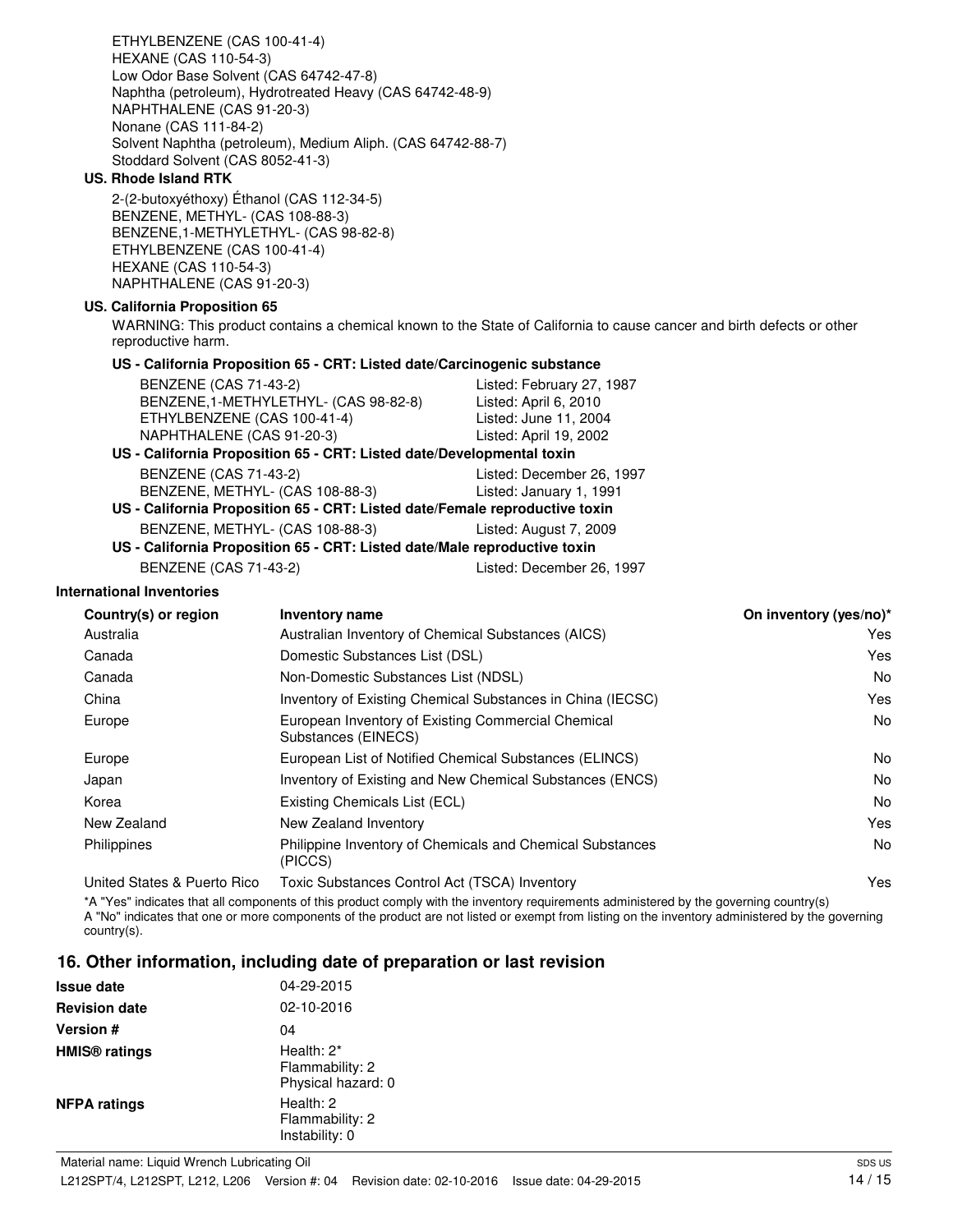ETHYLBENZENE (CAS 100-41-4)
HEXANE (CAS 110-54-3)
Low Odor Base Solvent (CAS 64742-47-8)
Naphtha (petroleum), Hydrotreated Heavy (CAS 64742-48-9)
NAPHTHALENE (CAS 91-20-3)
Nonane (CAS 111-84-2)
Solvent Naphtha (petroleum), Medium Aliph. (CAS 64742-88-7)
Stoddard Solvent (CAS 8052-41-3)

**US. Rhode Island RTK**

2-(2-butoxyéthoxy) Éthanol (CAS 112-34-5)
BENZENE, METHYL- (CAS 108-88-3)
BENZENE,1-METHYLETHYL- (CAS 98-82-8)
ETHYLBENZENE (CAS 100-41-4)
HEXANE (CAS 110-54-3)
NAPHTHALENE (CAS 91-20-3)

**US. California Proposition 65**

WARNING: This product contains a chemical known to the State of California to cause cancer and birth defects or other reproductive harm.

**US - California Proposition 65 - CRT: Listed date/Carcinogenic substance**

| | |
|---|---|
| BENZENE (CAS 71-43-2) | Listed: February 27, 1987 |
| BENZENE,1-METHYLETHYL- (CAS 98-82-8) | Listed: April 6, 2010 |
| ETHYLBENZENE (CAS 100-41-4) | Listed: June 11, 2004 |
| NAPHTHALENE (CAS 91-20-3) | Listed: April 19, 2002 |

**US - California Proposition 65 - CRT: Listed date/Developmental toxin**

| | |
|---|---|
| BENZENE (CAS 71-43-2) | Listed: December 26, 1997 |
| BENZENE, METHYL- (CAS 108-88-3) | Listed: January 1, 1991 |

**US - California Proposition 65 - CRT: Listed date/Female reproductive toxin**

| | |
|---|---|
| BENZENE, METHYL- (CAS 108-88-3) | Listed: August 7, 2009 |

**US - California Proposition 65 - CRT: Listed date/Male reproductive toxin**

| | |
|---|---|
| BENZENE (CAS 71-43-2) | Listed: December 26, 1997 |

**International Inventories**

| Country(s) or region | Inventory name | On inventory (yes/no)* |
|---|---|---|
| Australia | Australian Inventory of Chemical Substances (AICS) | Yes |
| Canada | Domestic Substances List (DSL) | Yes |
| Canada | Non-Domestic Substances List (NDSL) | No |
| China | Inventory of Existing Chemical Substances in China (IECSC) | Yes |
| Europe | European Inventory of Existing Commercial Chemical Substances (EINECS) | No |
| Europe | European List of Notified Chemical Substances (ELINCS) | No |
| Japan | Inventory of Existing and New Chemical Substances (ENCS) | No |
| Korea | Existing Chemicals List (ECL) | No |
| New Zealand | New Zealand Inventory | Yes |
| Philippines | Philippine Inventory of Chemicals and Chemical Substances (PICCS) | No |
| United States & Puerto Rico | Toxic Substances Control Act (TSCA) Inventory | Yes |

*A "Yes" indicates that all components of this product comply with the inventory requirements administered by the governing country(s)
A "No" indicates that one or more components of the product are not listed or exempt from listing on the inventory administered by the governing country(s).

## 16. Other information, including date of preparation or last revision

| | |
|---|---|
| **Issue date** | 04-29-2015 |
| **Revision date** | 02-10-2016 |
| **Version #** | 04 |
| **HMIS® ratings** | Health: 2*<br>Flammability: 2<br>Physical hazard: 0 |
| **NFPA ratings** | Health: 2<br>Flammability: 2<br>Instability: 0 |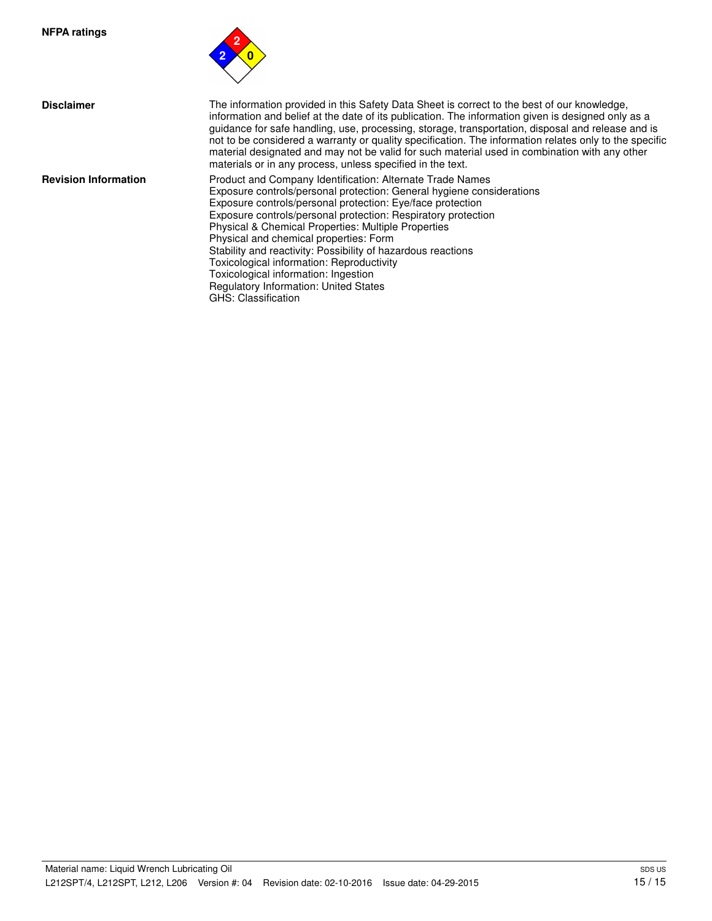**NFPA ratings**

2
2 0

**Disclaimer**

The information provided in this Safety Data Sheet is correct to the best of our knowledge, information and belief at the date of its publication. The information given is designed only as a guidance for safe handling, use, processing, storage, transportation, disposal and release and is not to be considered a warranty or quality specification. The information relates only to the specific material designated and may not be valid for such material used in combination with any other materials or in any process, unless specified in the text.

**Revision Information**

Product and Company Identification: Alternate Trade Names
Exposure controls/personal protection: General hygiene considerations
Exposure controls/personal protection: Eye/face protection
Exposure controls/personal protection: Respiratory protection
Physical & Chemical Properties: Multiple Properties
Physical and chemical properties: Form
Stability and reactivity: Possibility of hazardous reactions
Toxicological information: Reproductivity
Toxicological information: Ingestion
Regulatory Information: United States
GHS: Classification